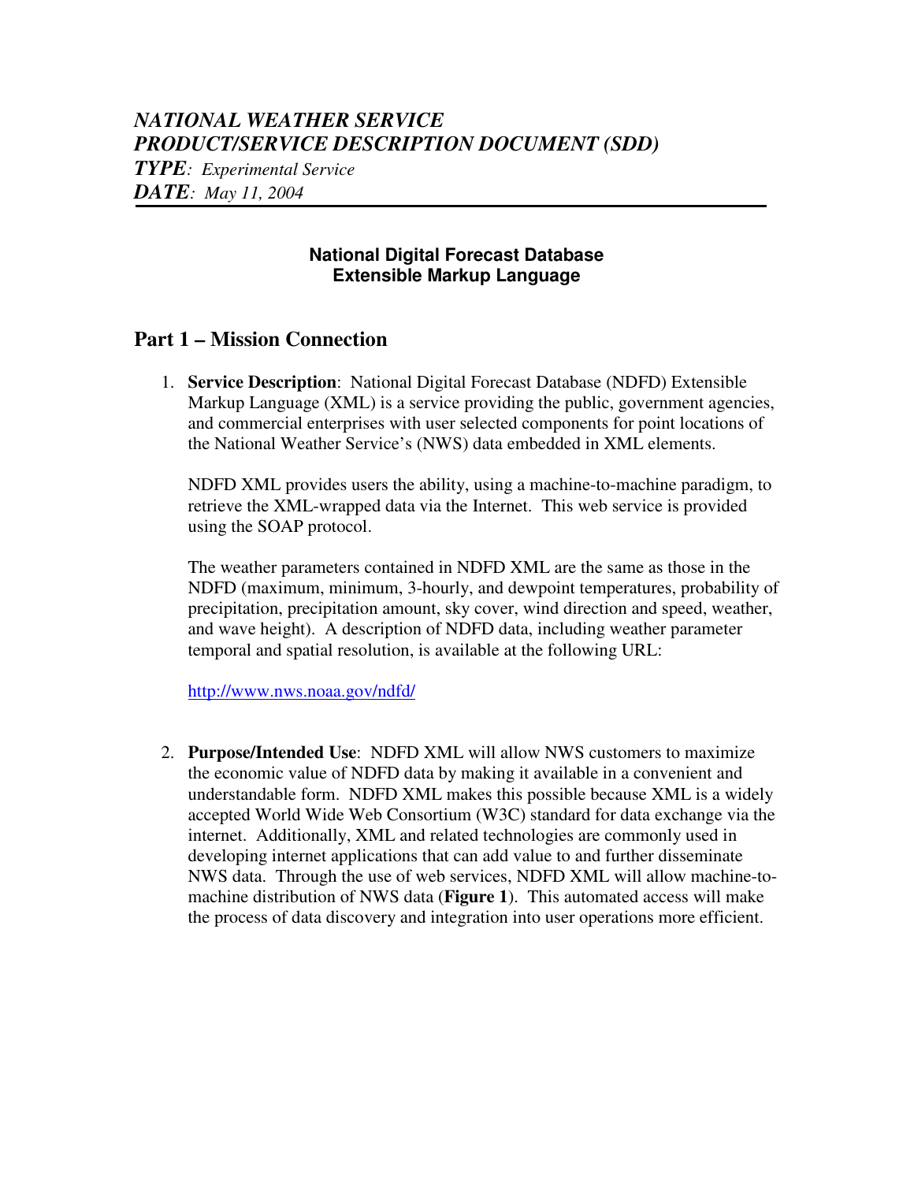*NATIONAL WEATHER SERVICE*
*PRODUCT/SERVICE DESCRIPTION DOCUMENT (SDD)*
***TYPE**: Experimental Service*
***DATE**: May 11, 2004*

---

**National Digital Forecast Database**
**Extensible Markup Language**

## Part 1 – Mission Connection

1. **Service Description**: National Digital Forecast Database (NDFD) Extensible Markup Language (XML) is a service providing the public, government agencies, and commercial enterprises with user selected components for point locations of the National Weather Service's (NWS) data embedded in XML elements.

   NDFD XML provides users the ability, using a machine-to-machine paradigm, to retrieve the XML-wrapped data via the Internet. This web service is provided using the SOAP protocol.

   The weather parameters contained in NDFD XML are the same as those in the NDFD (maximum, minimum, 3-hourly, and dewpoint temperatures, probability of precipitation, precipitation amount, sky cover, wind direction and speed, weather, and wave height). A description of NDFD data, including weather parameter temporal and spatial resolution, is available at the following URL:

   http://www.nws.noaa.gov/ndfd/

2. **Purpose/Intended Use**: NDFD XML will allow NWS customers to maximize the economic value of NDFD data by making it available in a convenient and understandable form. NDFD XML makes this possible because XML is a widely accepted World Wide Web Consortium (W3C) standard for data exchange via the internet. Additionally, XML and related technologies are commonly used in developing internet applications that can add value to and further disseminate NWS data. Through the use of web services, NDFD XML will allow machine-to-machine distribution of NWS data (**Figure 1**). This automated access will make the process of data discovery and integration into user operations more efficient.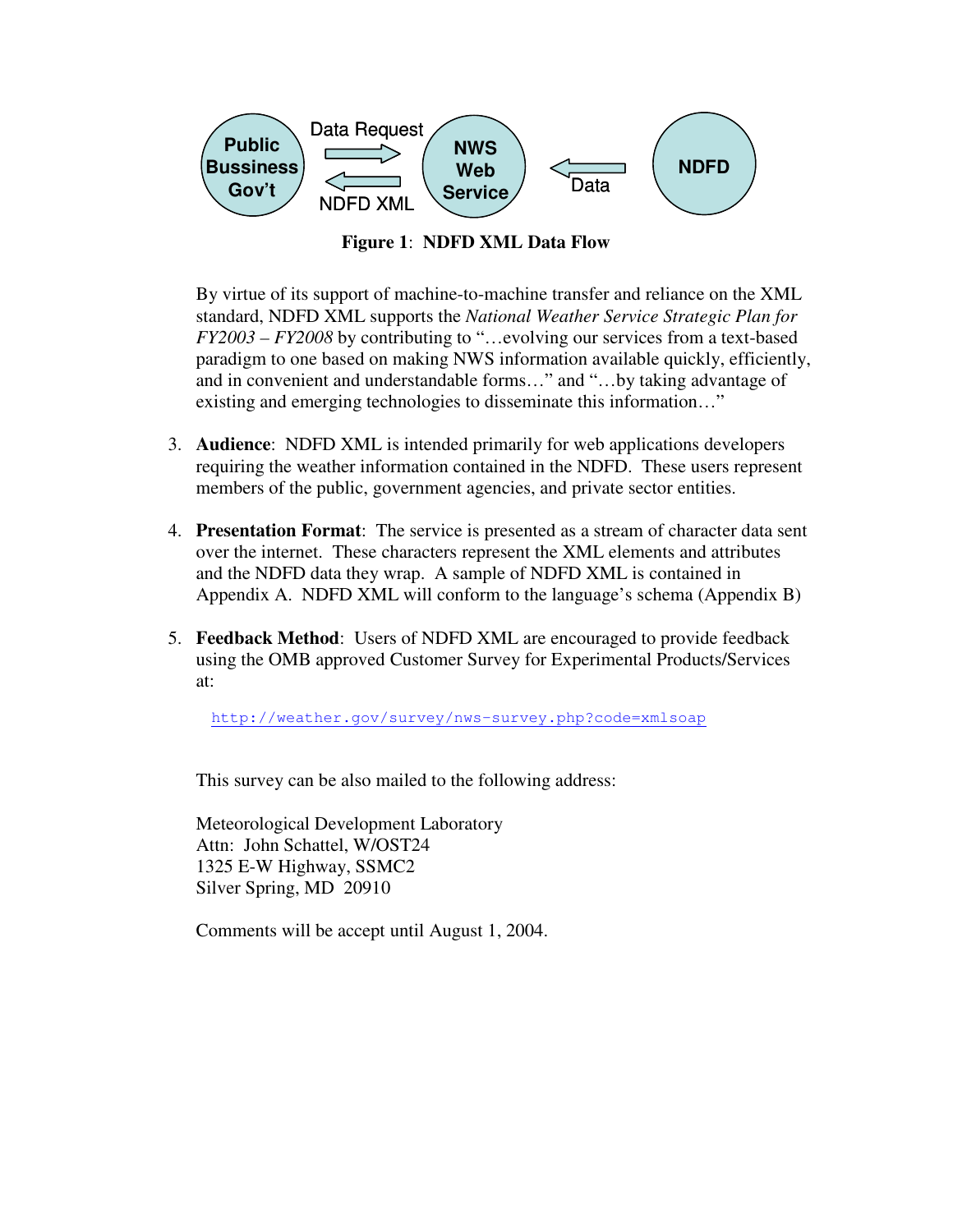**Figure 1**: **NDFD XML Data Flow**

By virtue of its support of machine-to-machine transfer and reliance on the XML standard, NDFD XML supports the *National Weather Service Strategic Plan for FY2003 – FY2008* by contributing to "…evolving our services from a text-based paradigm to one based on making NWS information available quickly, efficiently, and in convenient and understandable forms…" and "…by taking advantage of existing and emerging technologies to disseminate this information…"

3. **Audience**: NDFD XML is intended primarily for web applications developers requiring the weather information contained in the NDFD. These users represent members of the public, government agencies, and private sector entities.

4. **Presentation Format**: The service is presented as a stream of character data sent over the internet. These characters represent the XML elements and attributes and the NDFD data they wrap. A sample of NDFD XML is contained in Appendix A. NDFD XML will conform to the language's schema (Appendix B)

5. **Feedback Method**: Users of NDFD XML are encouraged to provide feedback using the OMB approved Customer Survey for Experimental Products/Services at:

   http://weather.gov/survey/nws-survey.php?code=xmlsoap

   This survey can be also mailed to the following address:

   Meteorological Development Laboratory
   Attn: John Schattel, W/OST24
   1325 E-W Highway, SSMC2
   Silver Spring, MD 20910

   Comments will be accept until August 1, 2004.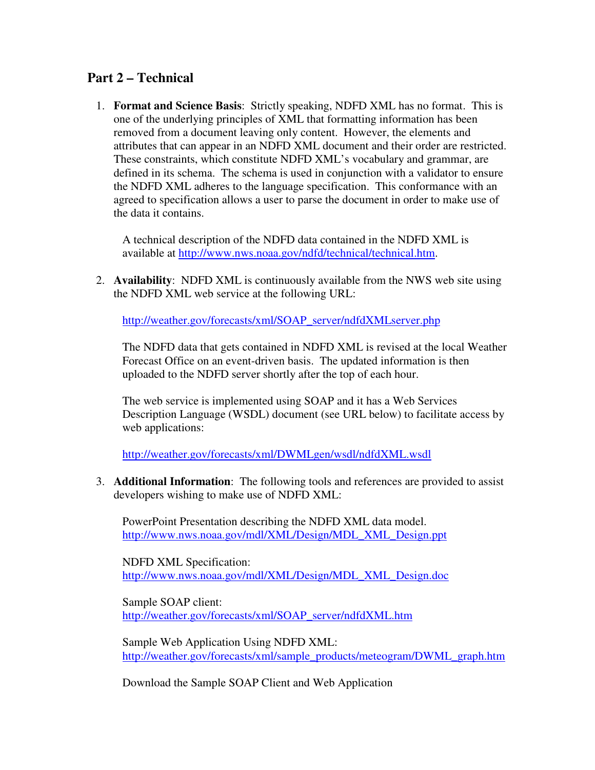## Part 2 – Technical

1. **Format and Science Basis**: Strictly speaking, NDFD XML has no format. This is one of the underlying principles of XML that formatting information has been removed from a document leaving only content. However, the elements and attributes that can appear in an NDFD XML document and their order are restricted. These constraints, which constitute NDFD XML's vocabulary and grammar, are defined in its schema. The schema is used in conjunction with a validator to ensure the NDFD XML adheres to the language specification. This conformance with an agreed to specification allows a user to parse the document in order to make use of the data it contains.

   A technical description of the NDFD data contained in the NDFD XML is available at http://www.nws.noaa.gov/ndfd/technical/technical.htm.

2. **Availability**: NDFD XML is continuously available from the NWS web site using the NDFD XML web service at the following URL:

   http://weather.gov/forecasts/xml/SOAP_server/ndfdXMLserver.php

   The NDFD data that gets contained in NDFD XML is revised at the local Weather Forecast Office on an event-driven basis. The updated information is then uploaded to the NDFD server shortly after the top of each hour.

   The web service is implemented using SOAP and it has a Web Services Description Language (WSDL) document (see URL below) to facilitate access by web applications:

   http://weather.gov/forecasts/xml/DWMLgen/wsdl/ndfdXML.wsdl

3. **Additional Information**: The following tools and references are provided to assist developers wishing to make use of NDFD XML:

   PowerPoint Presentation describing the NDFD XML data model.
   http://www.nws.noaa.gov/mdl/XML/Design/MDL_XML_Design.ppt

   NDFD XML Specification:
   http://www.nws.noaa.gov/mdl/XML/Design/MDL_XML_Design.doc

   Sample SOAP client:
   http://weather.gov/forecasts/xml/SOAP_server/ndfdXML.htm

   Sample Web Application Using NDFD XML:
   http://weather.gov/forecasts/xml/sample_products/meteogram/DWML_graph.htm

   Download the Sample SOAP Client and Web Application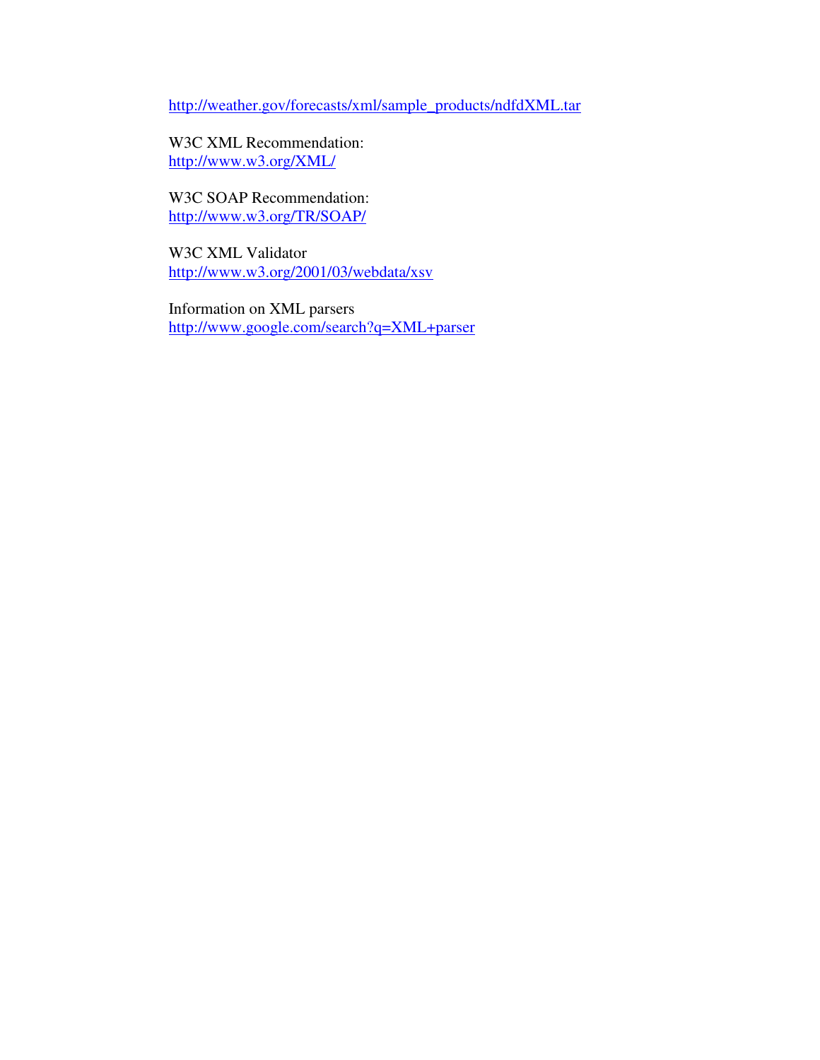http://weather.gov/forecasts/xml/sample_products/ndfdXML.tar

W3C XML Recommendation:
http://www.w3.org/XML/

W3C SOAP Recommendation:
http://www.w3.org/TR/SOAP/

W3C XML Validator
http://www.w3.org/2001/03/webdata/xsv

Information on XML parsers
http://www.google.com/search?q=XML+parser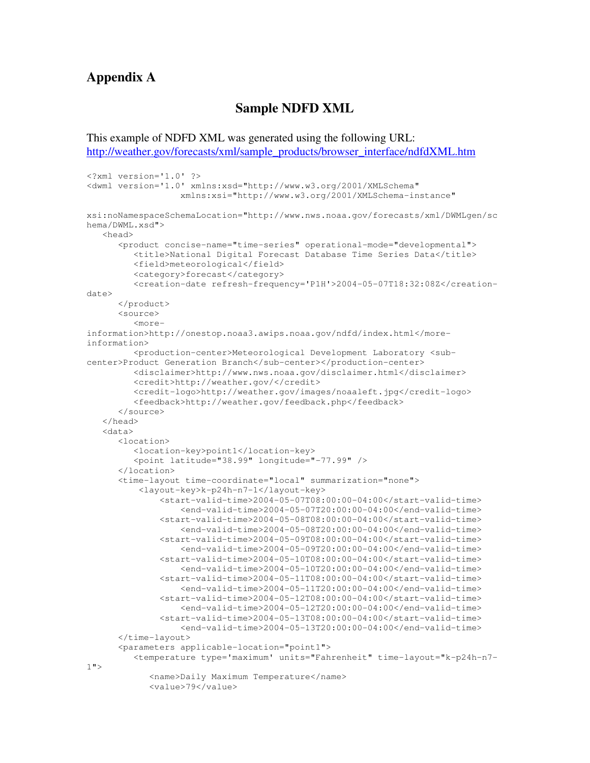## Appendix A

### Sample NDFD XML

This example of NDFD XML was generated using the following URL:
http://weather.gov/forecasts/xml/sample_products/browser_interface/ndfdXML.htm

```
<?xml version='1.0' ?>
<dwml version='1.0' xmlns:xsd="http://www.w3.org/2001/XMLSchema"
                   xmlns:xsi="http://www.w3.org/2001/XMLSchema-instance"

xsi:noNamespaceSchemaLocation="http://www.nws.noaa.gov/forecasts/xml/DWMLgen/sc
hema/DWML.xsd">
   <head>
      <product concise-name="time-series" operational-mode="developmental">
         <title>National Digital Forecast Database Time Series Data</title>
         <field>meteorological</field>
         <category>forecast</category>
         <creation-date refresh-frequency='P1H'>2004-05-07T18:32:08Z</creation-
date>
      </product>
      <source>
         <more-
information>http://onestop.noaa3.awips.noaa.gov/ndfd/index.html</more-
information>
         <production-center>Meteorological Development Laboratory <sub-
center>Product Generation Branch</sub-center></production-center>
         <disclaimer>http://www.nws.noaa.gov/disclaimer.html</disclaimer>
         <credit>http://weather.gov/</credit>
         <credit-logo>http://weather.gov/images/noaaleft.jpg</credit-logo>
         <feedback>http://weather.gov/feedback.php</feedback>
      </source>
   </head>
   <data>
      <location>
         <location-key>point1</location-key>
         <point latitude="38.99" longitude="-77.99" />
      </location>
      <time-layout time-coordinate="local" summarization="none">
          <layout-key>k-p24h-n7-1</layout-key>
              <start-valid-time>2004-05-07T08:00:00-04:00</start-valid-time>
                  <end-valid-time>2004-05-07T20:00:00-04:00</end-valid-time>
              <start-valid-time>2004-05-08T08:00:00-04:00</start-valid-time>
                  <end-valid-time>2004-05-08T20:00:00-04:00</end-valid-time>
              <start-valid-time>2004-05-09T08:00:00-04:00</start-valid-time>
                  <end-valid-time>2004-05-09T20:00:00-04:00</end-valid-time>
              <start-valid-time>2004-05-10T08:00:00-04:00</start-valid-time>
                  <end-valid-time>2004-05-10T20:00:00-04:00</end-valid-time>
              <start-valid-time>2004-05-11T08:00:00-04:00</start-valid-time>
                  <end-valid-time>2004-05-11T20:00:00-04:00</end-valid-time>
              <start-valid-time>2004-05-12T08:00:00-04:00</start-valid-time>
                  <end-valid-time>2004-05-12T20:00:00-04:00</end-valid-time>
              <start-valid-time>2004-05-13T08:00:00-04:00</start-valid-time>
                  <end-valid-time>2004-05-13T20:00:00-04:00</end-valid-time>
      </time-layout>
      <parameters applicable-location="point1">
         <temperature type='maximum' units="Fahrenheit" time-layout="k-p24h-n7-
1">
            <name>Daily Maximum Temperature</name>
            <value>79</value>
```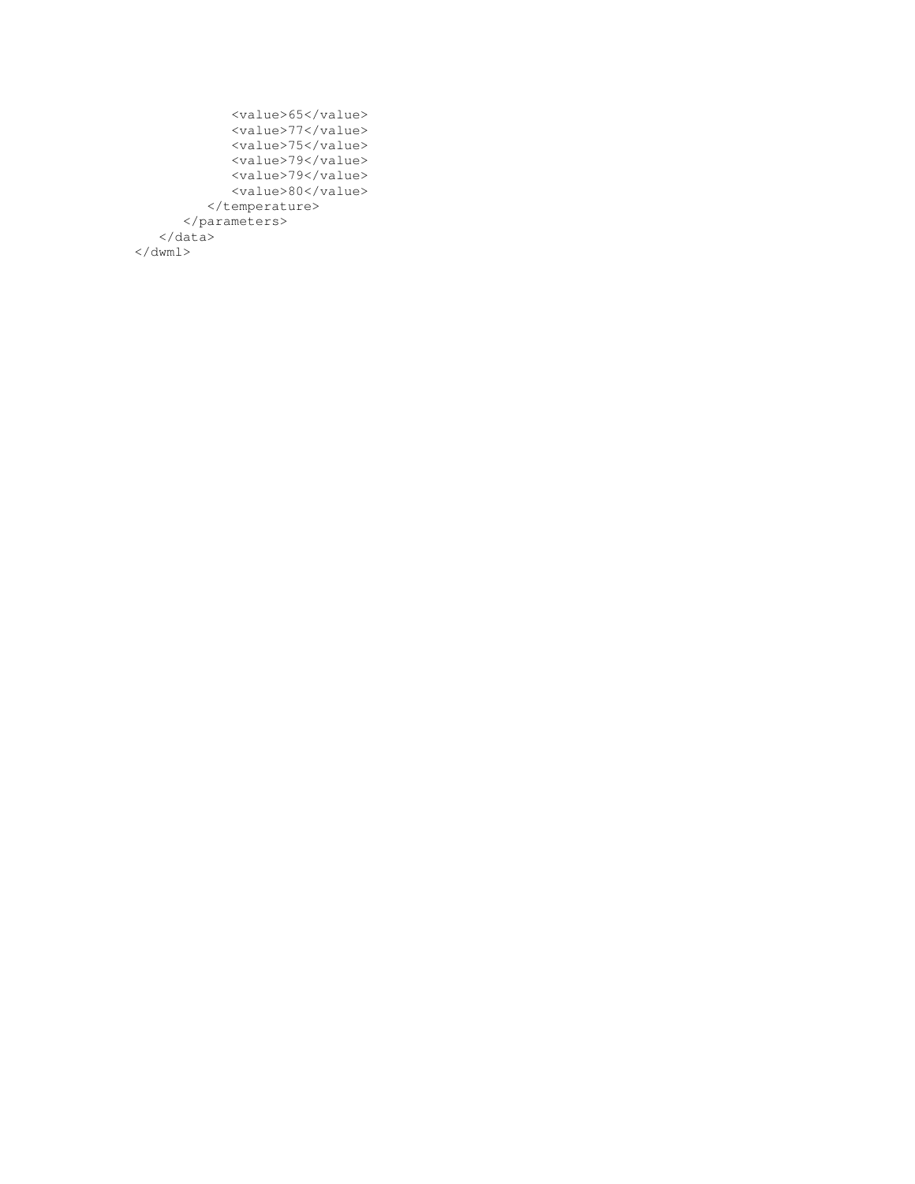```
            <value>65</value>
            <value>77</value>
            <value>75</value>
            <value>79</value>
            <value>79</value>
            <value>80</value>
         </temperature>
      </parameters>
   </data>
</dwml>
```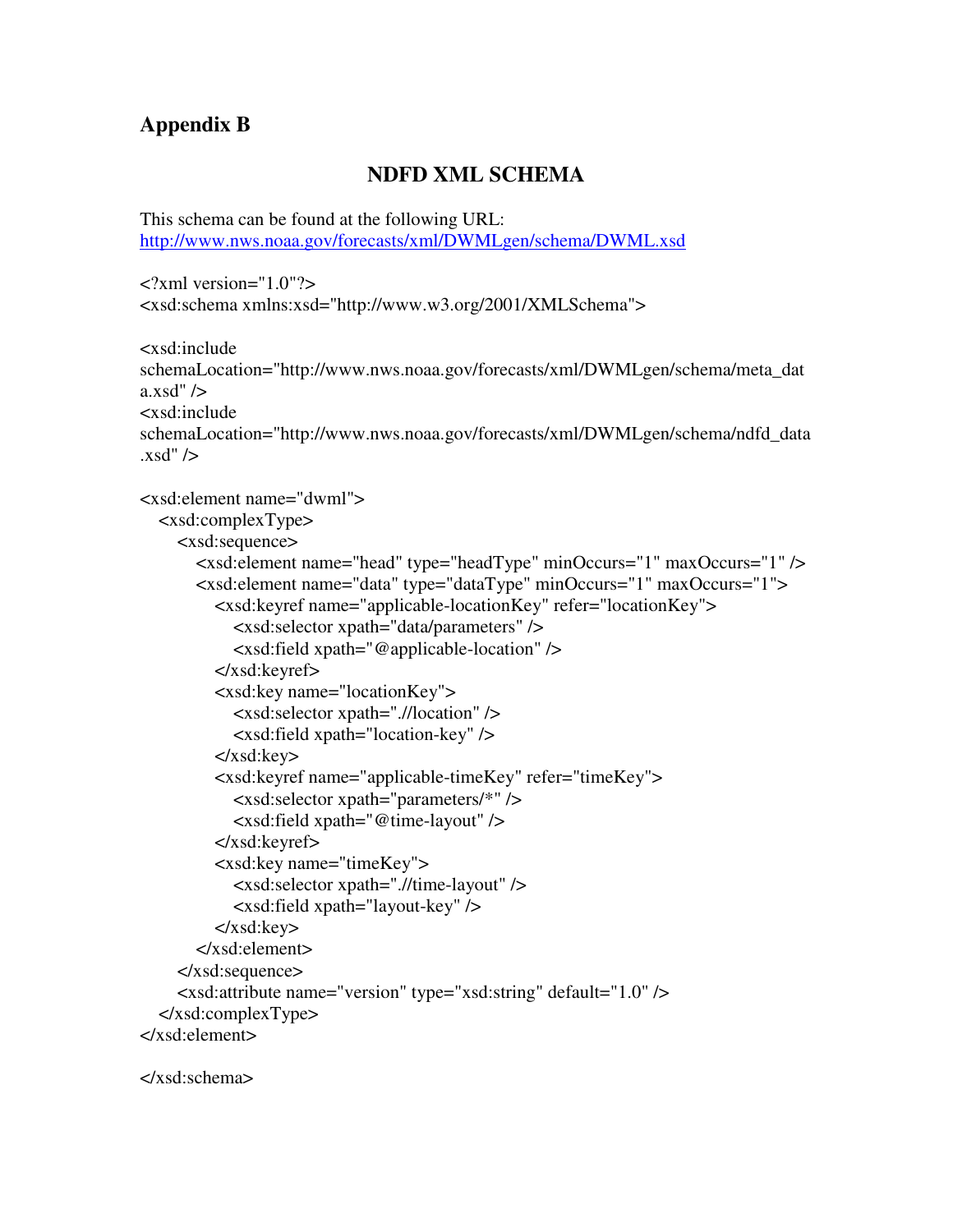## Appendix B

### NDFD XML SCHEMA

This schema can be found at the following URL:
http://www.nws.noaa.gov/forecasts/xml/DWMLgen/schema/DWML.xsd

```
<?xml version="1.0"?>
<xsd:schema xmlns:xsd="http://www.w3.org/2001/XMLSchema">

<xsd:include
schemaLocation="http://www.nws.noaa.gov/forecasts/xml/DWMLgen/schema/meta_dat
a.xsd" />
<xsd:include
schemaLocation="http://www.nws.noaa.gov/forecasts/xml/DWMLgen/schema/ndfd_data
.xsd" />

<xsd:element name="dwml">
  <xsd:complexType>
    <xsd:sequence>
      <xsd:element name="head" type="headType" minOccurs="1" maxOccurs="1" />
      <xsd:element name="data" type="dataType" minOccurs="1" maxOccurs="1">
        <xsd:keyref name="applicable-locationKey" refer="locationKey">
          <xsd:selector xpath="data/parameters" />
          <xsd:field xpath="@applicable-location" />
        </xsd:keyref>
        <xsd:key name="locationKey">
          <xsd:selector xpath=".//location" />
          <xsd:field xpath="location-key" />
        </xsd:key>
        <xsd:keyref name="applicable-timeKey" refer="timeKey">
          <xsd:selector xpath="parameters/*" />
          <xsd:field xpath="@time-layout" />
        </xsd:keyref>
        <xsd:key name="timeKey">
          <xsd:selector xpath=".//time-layout" />
          <xsd:field xpath="layout-key" />
        </xsd:key>
      </xsd:element>
    </xsd:sequence>
    <xsd:attribute name="version" type="xsd:string" default="1.0" />
  </xsd:complexType>
</xsd:element>

</xsd:schema>
```